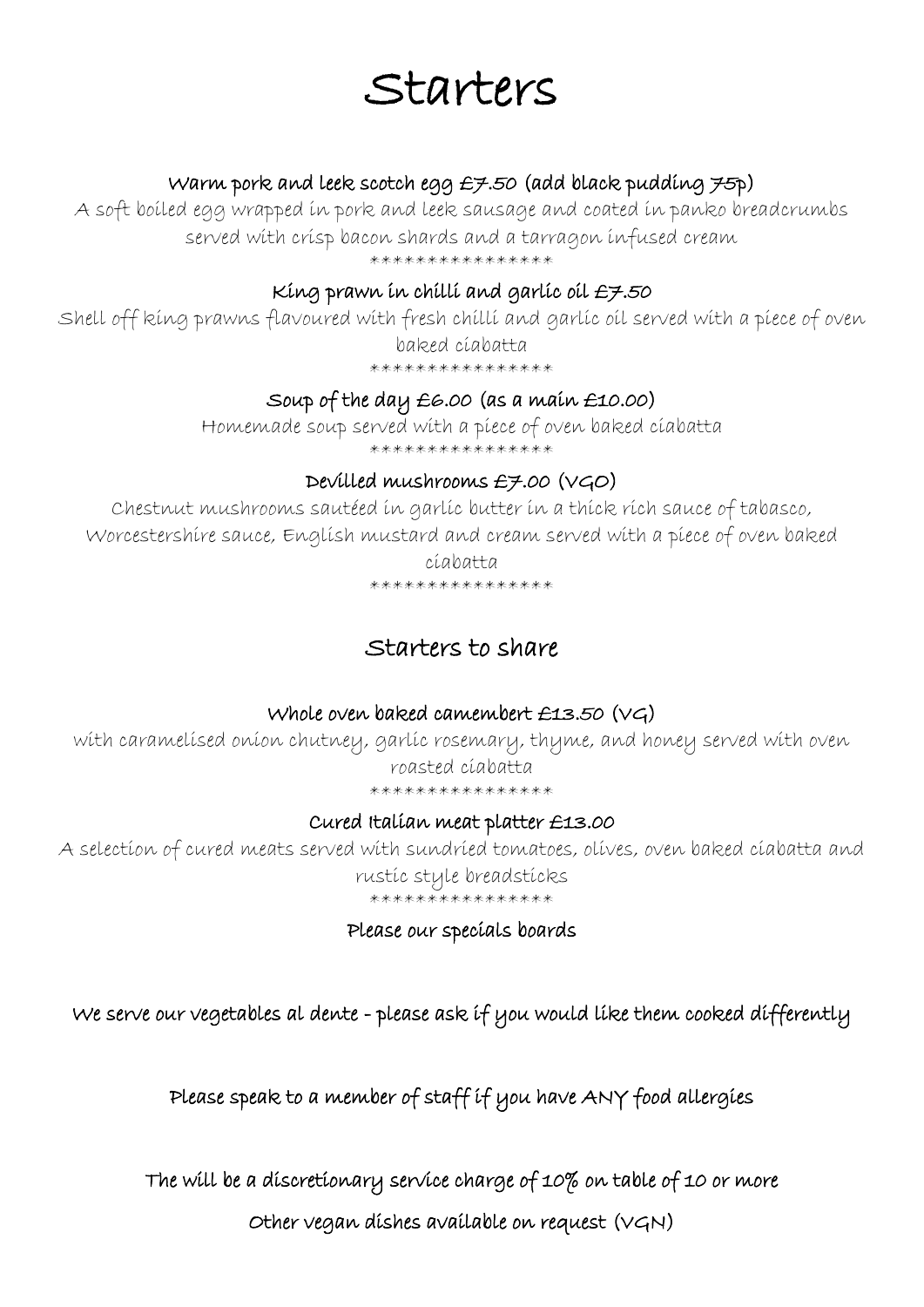# Starters

**Warm pork and leek scotch egg £7.50 (add black pudding 75p)**

A soft boiled egg wrapped in pork and leek sausage and coated in panko breadcrumbs served with crisp bacon shards and a tarragon infused cream

****************

**King prawn in chilli and garlic oil £7.50**

Shell off king prawns flavoured with fresh chilli and garlic oil served with a piece of oven baked ciabatta

****************

**Soup of the day £6.00 (as a main £10.00)**

Homemade soup served with a piece of oven baked ciabatta

****************

**Devilled mushrooms £7.00 (VGO)**

Chestnut mushrooms sautéed in garlic butter in a thick rich sauce of tabasco, Worcestershire sauce, English mustard and cream served with a piece of oven baked ciabatta

****************

## Starters to share

**Whole oven baked camembert £13.50 (VG)**

with caramelised onion chutney, garlic rosemary, thyme, and honey served with oven roasted ciabatta

****************

**Cured Italian meat platter £13.00**

A selection of cured meats served with sundried tomatoes, olives, oven baked ciabatta and rustic style breadsticks

****************

**Please our specials boards**

**We serve our vegetables al dente - please ask if you would like them cooked differently**

**Please speak to a member of staff if you have ANY food allergies**

**The will be a discretionary service charge of 10% on table of 10 or more**

**Other vegan dishes available on request (VGN)**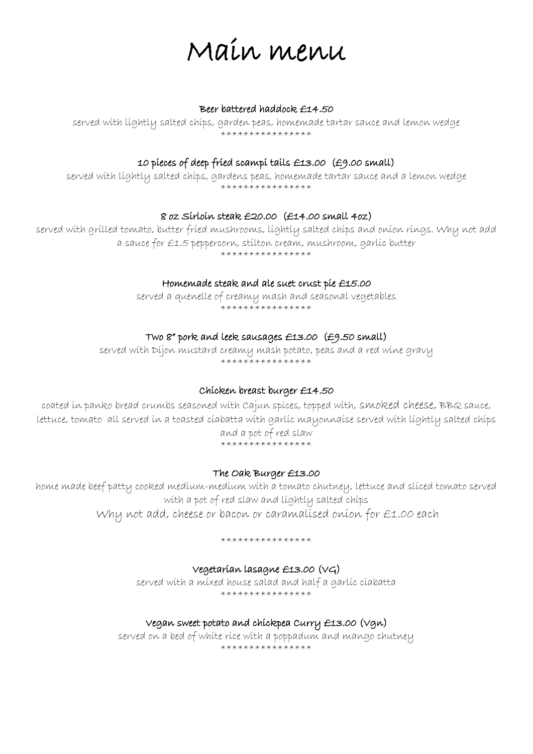# Main menu

**Beer battered haddock £14.50**

served with lightly salted chips, garden peas, homemade tartar sauce and lemon wedge

****************

**10 pieces of deep fried scampi tails £13.00 (£9.00 small)**

served with lightly salted chips, gardens peas, homemade tartar sauce and a lemon wedge

****************

**8 oz Sirloin steak £20.00 (£14.00 small 4oz)**

served with grilled tomato, butter fried mushrooms, lightly salted chips and onion rings. Why not add a sauce for £1.5 peppercorn, stilton cream, mushroom, garlic butter

****************

**Homemade steak and ale suet crust pie £15.00**

served a quenelle of creamy mash and seasonal vegetables

****************

**Two 8" pork and leek sausages £13.00 (£9.50 small)**

served with Dijon mustard creamy mash potato, peas and a red wine gravy

****************

**Chicken breast burger £14.50**

coated in panko bread crumbs seasoned with Cajun spices, topped with, smoked cheese, BBQ sauce, lettuce, tomato all served in a toasted ciabatta with garlic mayonnaise served with lightly salted chips and a pot of red slaw

****************

**The Oak Burger £13.00**

home made beef patty cooked medium-medium with a tomato chutney, lettuce and sliced tomato served with a pot of red slaw and lightly salted chips

Why not add, cheese or bacon or caramalised onion for £1.00 each

****************

**Vegetarian lasagne £13.00 (VG)**

served with a mixed house salad and half a garlic ciabatta

****************

**Vegan sweet potato and chickpea Curry £13.00 (Vgn)**

served on a bed of white rice with a poppadum and mango chutney

****************